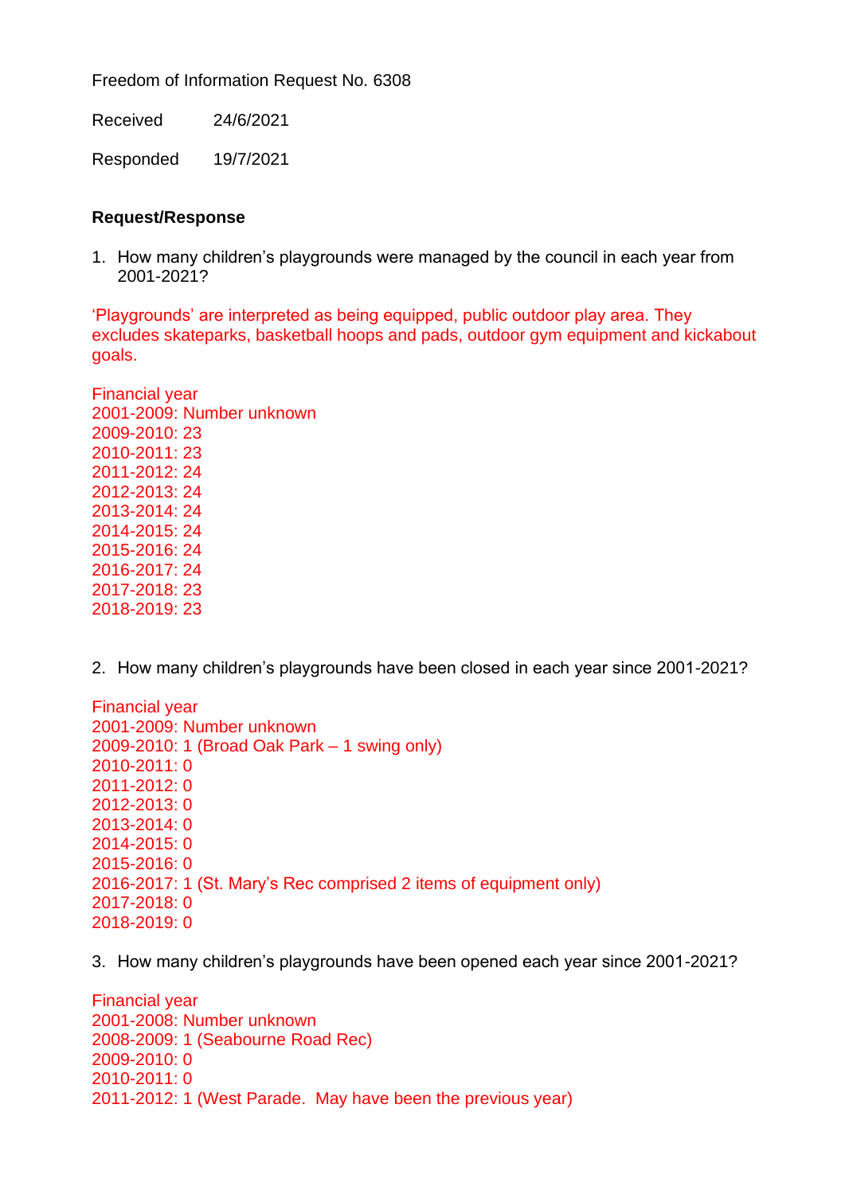Freedom of Information Request No. 6308

Received 24/6/2021

Responded 19/7/2021

**Request/Response**

1. How many children's playgrounds were managed by the council in each year from 2001-2021?

'Playgrounds' are interpreted as being equipped, public outdoor play area. They excludes skateparks, basketball hoops and pads, outdoor gym equipment and kickabout goals.

Financial year
2001-2009: Number unknown
2009-2010: 23
2010-2011: 23
2011-2012: 24
2012-2013: 24
2013-2014: 24
2014-2015: 24
2015-2016: 24
2016-2017: 24
2017-2018: 23
2018-2019: 23

2. How many children's playgrounds have been closed in each year since 2001-2021?

Financial year
2001-2009: Number unknown
2009-2010: 1 (Broad Oak Park – 1 swing only)
2010-2011: 0
2011-2012: 0
2012-2013: 0
2013-2014: 0
2014-2015: 0
2015-2016: 0
2016-2017: 1 (St. Mary's Rec comprised 2 items of equipment only)
2017-2018: 0
2018-2019: 0

3. How many children's playgrounds have been opened each year since 2001-2021?

Financial year
2001-2008: Number unknown
2008-2009: 1 (Seabourne Road Rec)
2009-2010: 0
2010-2011: 0
2011-2012: 1 (West Parade. May have been the previous year)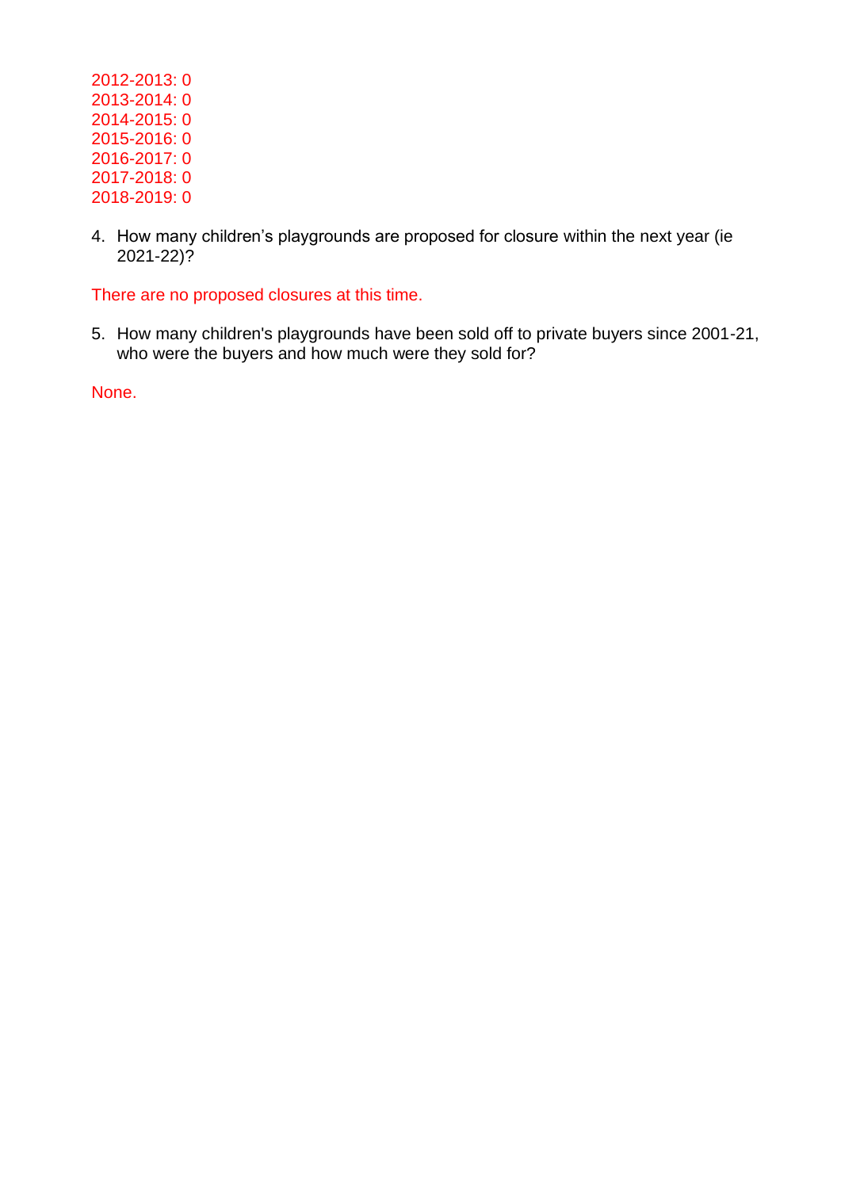2012-2013: 0
2013-2014: 0
2014-2015: 0
2015-2016: 0
2016-2017: 0
2017-2018: 0
2018-2019: 0

4. How many children's playgrounds are proposed for closure within the next year (ie 2021-22)?

There are no proposed closures at this time.

5. How many children's playgrounds have been sold off to private buyers since 2001-21, who were the buyers and how much were they sold for?

None.